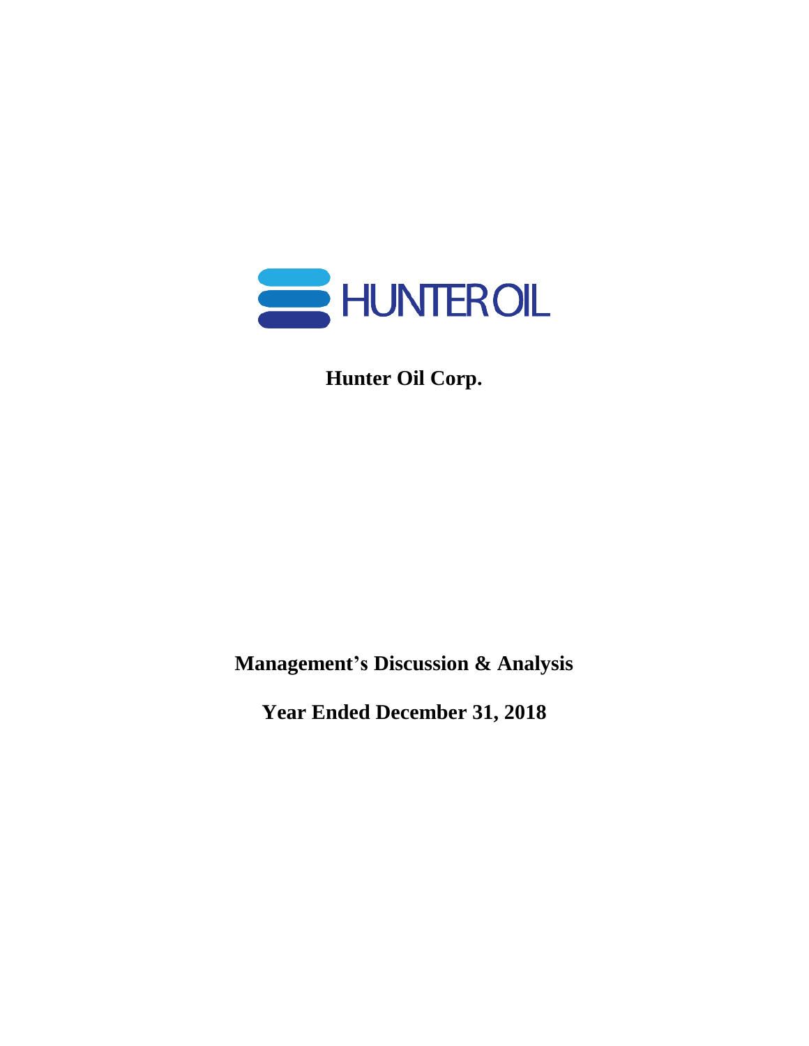HUNTER OIL

# Hunter Oil Corp.

## Management's Discussion & Analysis

## Year Ended December 31, 2018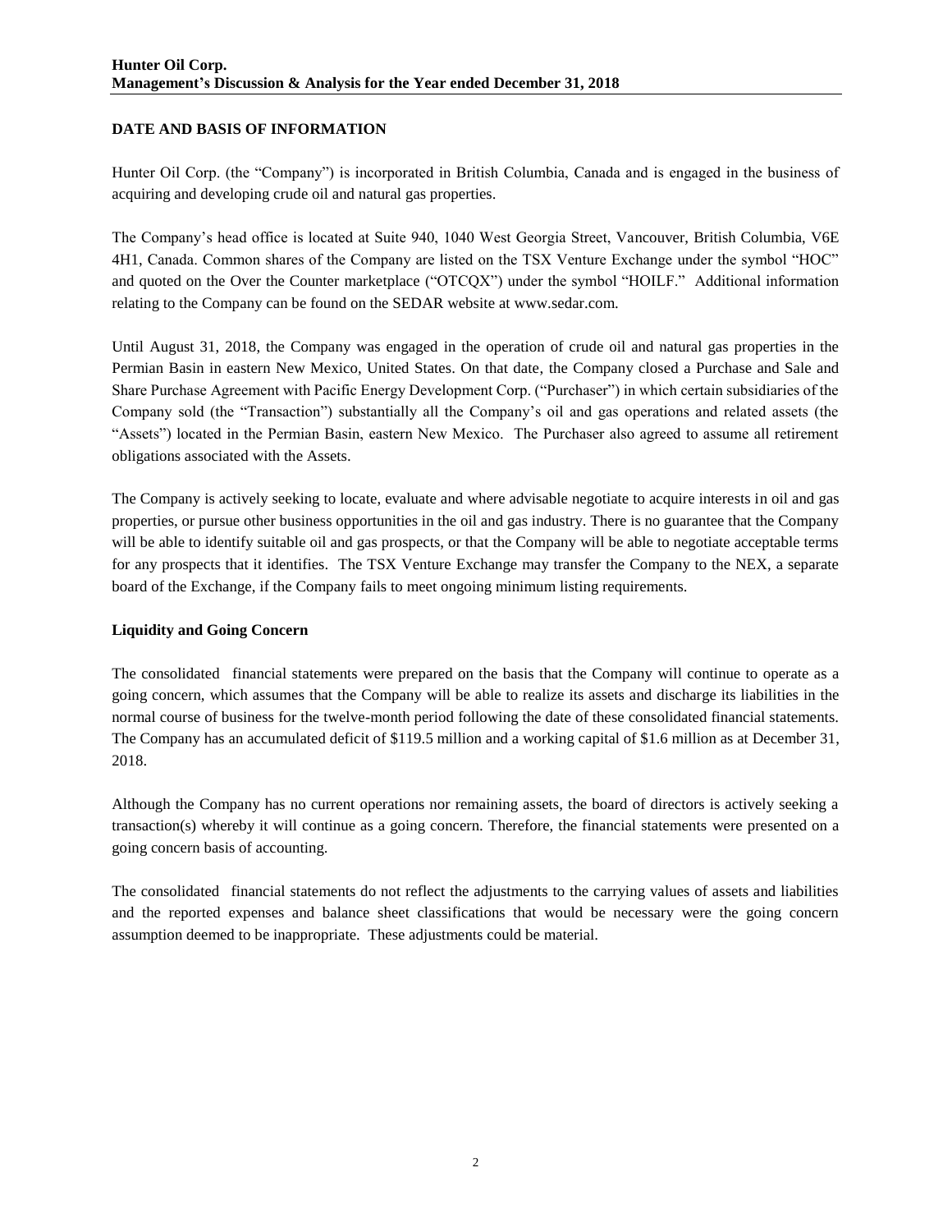## DATE AND BASIS OF INFORMATION

Hunter Oil Corp. (the "Company") is incorporated in British Columbia, Canada and is engaged in the business of acquiring and developing crude oil and natural gas properties.

The Company's head office is located at Suite 940, 1040 West Georgia Street, Vancouver, British Columbia, V6E 4H1, Canada. Common shares of the Company are listed on the TSX Venture Exchange under the symbol "HOC" and quoted on the Over the Counter marketplace ("OTCQX") under the symbol "HOILF." Additional information relating to the Company can be found on the SEDAR website at www.sedar.com.

Until August 31, 2018, the Company was engaged in the operation of crude oil and natural gas properties in the Permian Basin in eastern New Mexico, United States. On that date, the Company closed a Purchase and Sale and Share Purchase Agreement with Pacific Energy Development Corp. ("Purchaser") in which certain subsidiaries of the Company sold (the "Transaction") substantially all the Company's oil and gas operations and related assets (the "Assets") located in the Permian Basin, eastern New Mexico. The Purchaser also agreed to assume all retirement obligations associated with the Assets.

The Company is actively seeking to locate, evaluate and where advisable negotiate to acquire interests in oil and gas properties, or pursue other business opportunities in the oil and gas industry. There is no guarantee that the Company will be able to identify suitable oil and gas prospects, or that the Company will be able to negotiate acceptable terms for any prospects that it identifies. The TSX Venture Exchange may transfer the Company to the NEX, a separate board of the Exchange, if the Company fails to meet ongoing minimum listing requirements.

### Liquidity and Going Concern

The consolidated financial statements were prepared on the basis that the Company will continue to operate as a going concern, which assumes that the Company will be able to realize its assets and discharge its liabilities in the normal course of business for the twelve-month period following the date of these consolidated financial statements. The Company has an accumulated deficit of $119.5 million and a working capital of $1.6 million as at December 31, 2018.

Although the Company has no current operations nor remaining assets, the board of directors is actively seeking a transaction(s) whereby it will continue as a going concern. Therefore, the financial statements were presented on a going concern basis of accounting.

The consolidated financial statements do not reflect the adjustments to the carrying values of assets and liabilities and the reported expenses and balance sheet classifications that would be necessary were the going concern assumption deemed to be inappropriate. These adjustments could be material.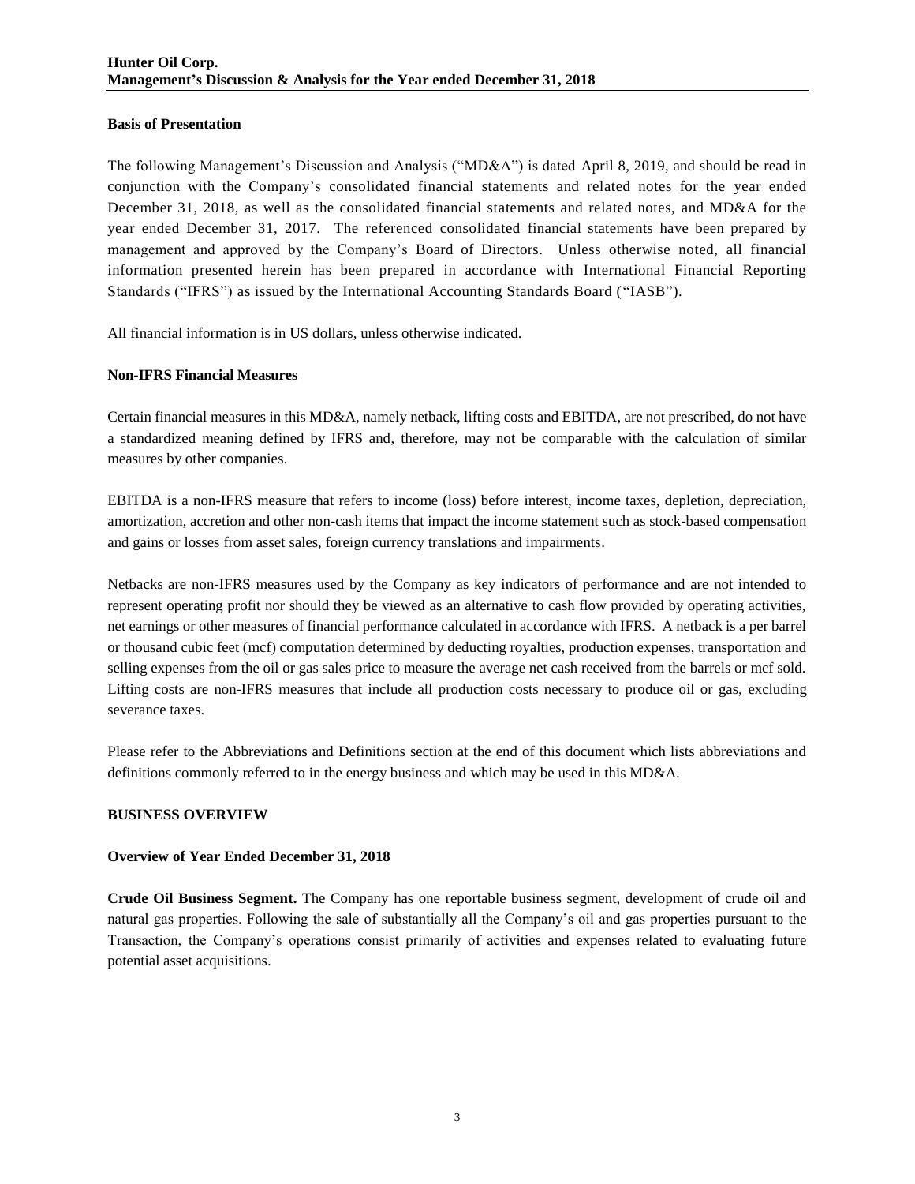**Basis of Presentation**

The following Management's Discussion and Analysis ("MD&A") is dated April 8, 2019, and should be read in conjunction with the Company's consolidated financial statements and related notes for the year ended December 31, 2018, as well as the consolidated financial statements and related notes, and MD&A for the year ended December 31, 2017. The referenced consolidated financial statements have been prepared by management and approved by the Company's Board of Directors. Unless otherwise noted, all financial information presented herein has been prepared in accordance with International Financial Reporting Standards ("IFRS") as issued by the International Accounting Standards Board ("IASB").

All financial information is in US dollars, unless otherwise indicated.

**Non-IFRS Financial Measures**

Certain financial measures in this MD&A, namely netback, lifting costs and EBITDA, are not prescribed, do not have a standardized meaning defined by IFRS and, therefore, may not be comparable with the calculation of similar measures by other companies.

EBITDA is a non-IFRS measure that refers to income (loss) before interest, income taxes, depletion, depreciation, amortization, accretion and other non-cash items that impact the income statement such as stock-based compensation and gains or losses from asset sales, foreign currency translations and impairments.

Netbacks are non-IFRS measures used by the Company as key indicators of performance and are not intended to represent operating profit nor should they be viewed as an alternative to cash flow provided by operating activities, net earnings or other measures of financial performance calculated in accordance with IFRS. A netback is a per barrel or thousand cubic feet (mcf) computation determined by deducting royalties, production expenses, transportation and selling expenses from the oil or gas sales price to measure the average net cash received from the barrels or mcf sold. Lifting costs are non-IFRS measures that include all production costs necessary to produce oil or gas, excluding severance taxes.

Please refer to the Abbreviations and Definitions section at the end of this document which lists abbreviations and definitions commonly referred to in the energy business and which may be used in this MD&A.

## BUSINESS OVERVIEW

**Overview of Year Ended December 31, 2018**

**Crude Oil Business Segment.** The Company has one reportable business segment, development of crude oil and natural gas properties. Following the sale of substantially all the Company's oil and gas properties pursuant to the Transaction, the Company's operations consist primarily of activities and expenses related to evaluating future potential asset acquisitions.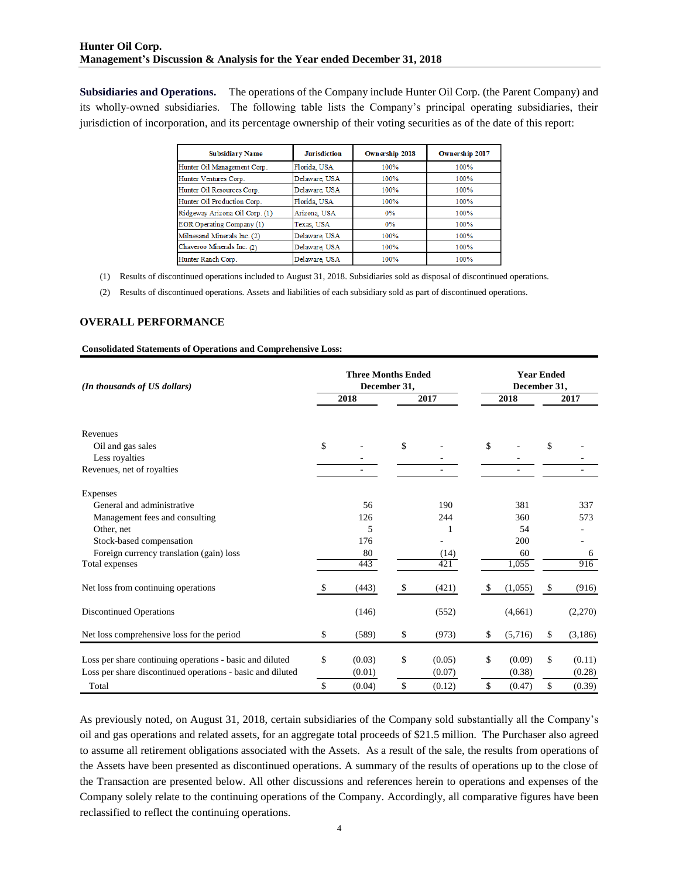**Subsidiaries and Operations.** The operations of the Company include Hunter Oil Corp. (the Parent Company) and its wholly-owned subsidiaries. The following table lists the Company's principal operating subsidiaries, their jurisdiction of incorporation, and its percentage ownership of their voting securities as of the date of this report:

| Subsidiary Name | Jurisdiction | Ownership 2018 | Ownership 2017 |
|---|---|---|---|
| Hunter Oil Management Corp. | Florida, USA | 100% | 100% |
| Hunter Ventures Corp. | Delaware, USA | 100% | 100% |
| Hunter Oil Resources Corp. | Delaware, USA | 100% | 100% |
| Hunter Oil Production Corp. | Florida, USA | 100% | 100% |
| Ridgeway Arizona Oil Corp. (1) | Arizona, USA | 0% | 100% |
| EOR Operating Company (1) | Texas, USA | 0% | 100% |
| Milnesand Minerals Inc. (2) | Delaware, USA | 100% | 100% |
| Chaveroo Minerals Inc. (2) | Delaware, USA | 100% | 100% |
| Hunter Ranch Corp. | Delaware, USA | 100% | 100% |

(1) Results of discontinued operations included to August 31, 2018. Subsidiaries sold as disposal of discontinued operations.

(2) Results of discontinued operations. Assets and liabilities of each subsidiary sold as part of discontinued operations.

## OVERALL PERFORMANCE

**Consolidated Statements of Operations and Comprehensive Loss:**

| *(In thousands of US dollars)* | Three Months Ended December 31, 2018 | Three Months Ended December 31, 2017 | Year Ended December 31, 2018 | Year Ended December 31, 2017 |
|---|---|---|---|---|
| Revenues | | | | |
| Oil and gas sales | $ - | $ - | $ - | $ - |
| Less royalties | - | - | - | - |
| Revenues, net of royalties | - | - | - | - |
| Expenses | | | | |
| General and administrative | 56 | 190 | 381 | 337 |
| Management fees and consulting | 126 | 244 | 360 | 573 |
| Other, net | 5 | 1 | 54 | - |
| Stock-based compensation | 176 | - | 200 | - |
| Foreign currency translation (gain) loss | 80 | (14) | 60 | 6 |
| Total expenses | 443 | 421 | 1,055 | 916 |
| Net loss from continuing operations | $ (443) | $ (421) | $ (1,055) | $ (916) |
| Discontinued Operations | (146) | (552) | (4,661) | (2,270) |
| Net loss comprehensive loss for the period | $ (589) | $ (973) | $ (5,716) | $ (3,186) |
| Loss per share continuing operations - basic and diluted | $ (0.03) | $ (0.05) | $ (0.09) | $ (0.11) |
| Loss per share discontinued operations - basic and diluted | (0.01) | (0.07) | (0.38) | (0.28) |
| Total | $ (0.04) | $ (0.12) | $ (0.47) | $ (0.39) |

As previously noted, on August 31, 2018, certain subsidiaries of the Company sold substantially all the Company's oil and gas operations and related assets, for an aggregate total proceeds of $21.5 million. The Purchaser also agreed to assume all retirement obligations associated with the Assets. As a result of the sale, the results from operations of the Assets have been presented as discontinued operations. A summary of the results of operations up to the close of the Transaction are presented below. All other discussions and references herein to operations and expenses of the Company solely relate to the continuing operations of the Company. Accordingly, all comparative figures have been reclassified to reflect the continuing operations.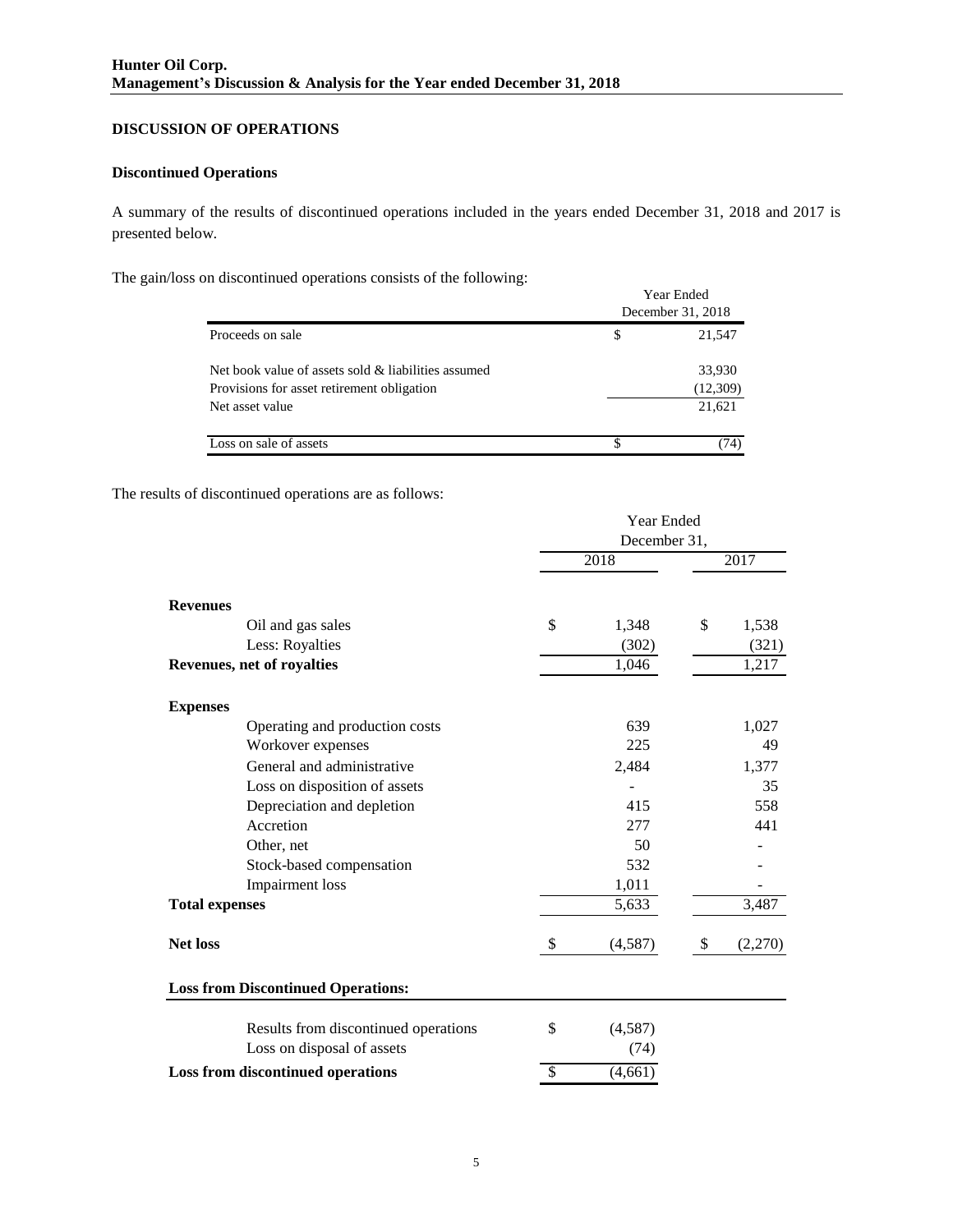## DISCUSSION OF OPERATIONS

### Discontinued Operations

A summary of the results of discontinued operations included in the years ended December 31, 2018 and 2017 is presented below.

The gain/loss on discontinued operations consists of the following:

| | Year Ended December 31, 2018 |
|---|---|
| Proceeds on sale | $ 21,547 |
| Net book value of assets sold & liabilities assumed | 33,930 |
| Provisions for asset retirement obligation | (12,309) |
| Net asset value | 21,621 |
| Loss on sale of assets | $ (74) |

The results of discontinued operations are as follows:

| | Year Ended December 31, | |
|---|---|---|
| | 2018 | 2017 |
| **Revenues** | | |
| Oil and gas sales | $ 1,348 | $ 1,538 |
| Less: Royalties | (302) | (321) |
| **Revenues, net of royalties** | 1,046 | 1,217 |
| **Expenses** | | |
| Operating and production costs | 639 | 1,027 |
| Workover expenses | 225 | 49 |
| General and administrative | 2,484 | 1,377 |
| Loss on disposition of assets | - | 35 |
| Depreciation and depletion | 415 | 558 |
| Accretion | 277 | 441 |
| Other, net | 50 | - |
| Stock-based compensation | 532 | - |
| Impairment loss | 1,011 | - |
| **Total expenses** | 5,633 | 3,487 |
| **Net loss** | $ (4,587) | $ (2,270) |

| **Loss from Discontinued Operations:** | |
|---|---|
| Results from discontinued operations | $ (4,587) |
| Loss on disposal of assets | (74) |
| **Loss from discontinued operations** | $ (4,661) |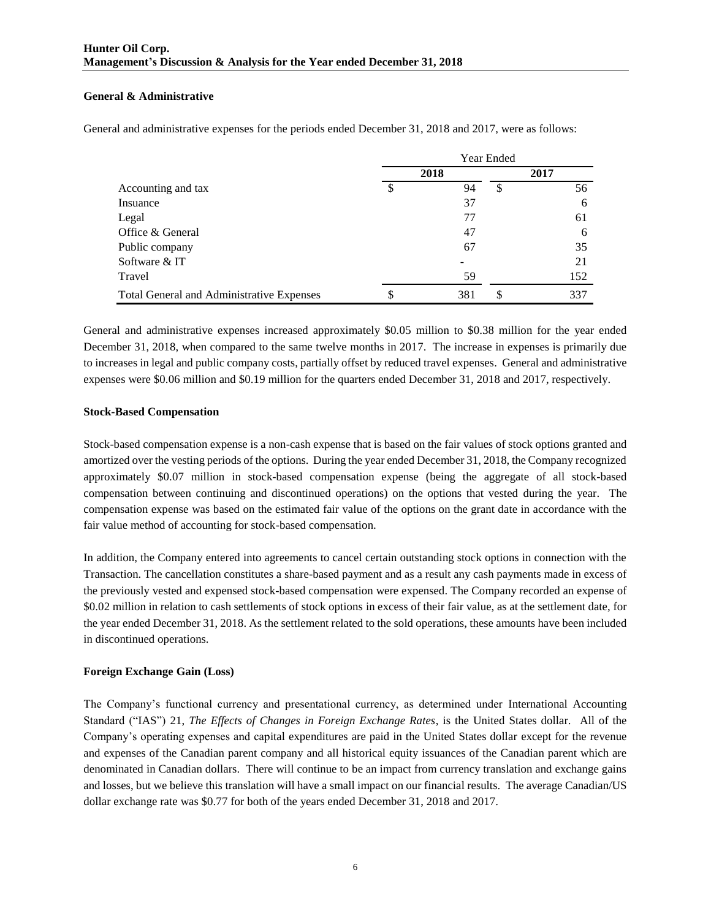### General & Administrative

General and administrative expenses for the periods ended December 31, 2018 and 2017, were as follows:

| | Year Ended | |
|---|---|---|
| | **2018** | **2017** |
| Accounting and tax | $ 94 | $ 56 |
| Insuance | 37 | 6 |
| Legal | 77 | 61 |
| Office & General | 47 | 6 |
| Public company | 67 | 35 |
| Software & IT | - | 21 |
| Travel | 59 | 152 |
| Total General and Administrative Expenses | $ 381 | $ 337 |

General and administrative expenses increased approximately $0.05 million to $0.38 million for the year ended December 31, 2018, when compared to the same twelve months in 2017. The increase in expenses is primarily due to increases in legal and public company costs, partially offset by reduced travel expenses. General and administrative expenses were $0.06 million and $0.19 million for the quarters ended December 31, 2018 and 2017, respectively.

### Stock-Based Compensation

Stock-based compensation expense is a non-cash expense that is based on the fair values of stock options granted and amortized over the vesting periods of the options. During the year ended December 31, 2018, the Company recognized approximately $0.07 million in stock-based compensation expense (being the aggregate of all stock-based compensation between continuing and discontinued operations) on the options that vested during the year. The compensation expense was based on the estimated fair value of the options on the grant date in accordance with the fair value method of accounting for stock-based compensation.

In addition, the Company entered into agreements to cancel certain outstanding stock options in connection with the Transaction. The cancellation constitutes a share-based payment and as a result any cash payments made in excess of the previously vested and expensed stock-based compensation were expensed. The Company recorded an expense of $0.02 million in relation to cash settlements of stock options in excess of their fair value, as at the settlement date, for the year ended December 31, 2018. As the settlement related to the sold operations, these amounts have been included in discontinued operations.

### Foreign Exchange Gain (Loss)

The Company's functional currency and presentational currency, as determined under International Accounting Standard ("IAS") 21, *The Effects of Changes in Foreign Exchange Rates*, is the United States dollar. All of the Company's operating expenses and capital expenditures are paid in the United States dollar except for the revenue and expenses of the Canadian parent company and all historical equity issuances of the Canadian parent which are denominated in Canadian dollars. There will continue to be an impact from currency translation and exchange gains and losses, but we believe this translation will have a small impact on our financial results. The average Canadian/US dollar exchange rate was $0.77 for both of the years ended December 31, 2018 and 2017.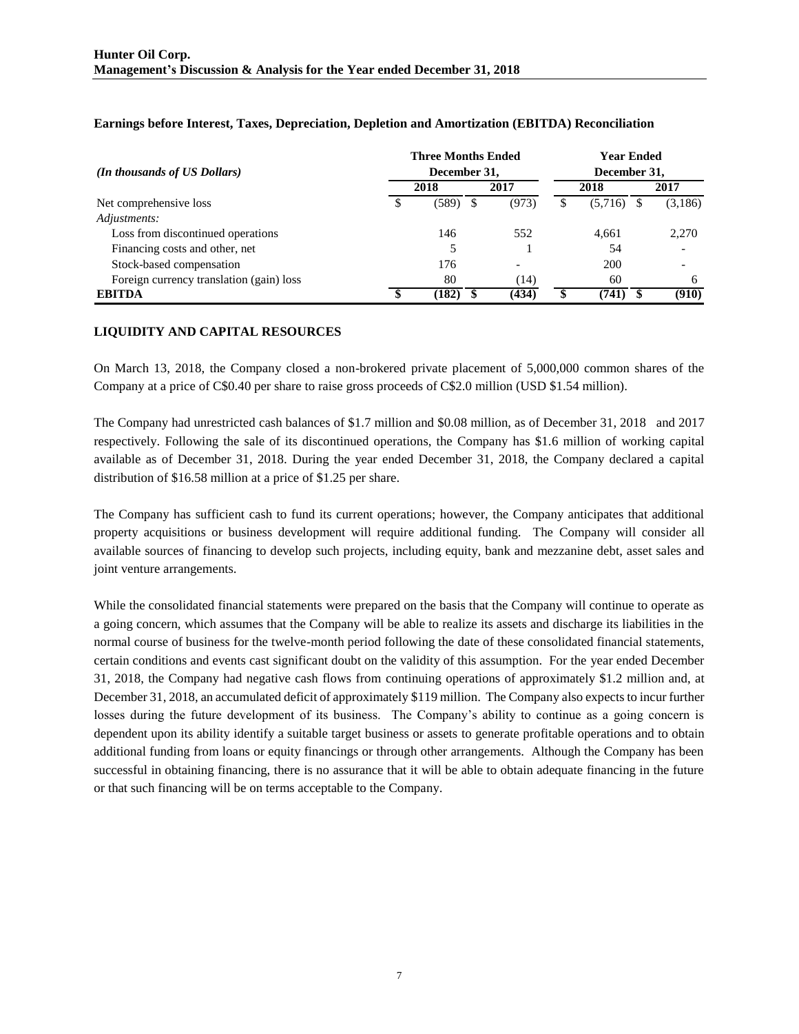### Earnings before Interest, Taxes, Depreciation, Depletion and Amortization (EBITDA) Reconciliation

| *(In thousands of US Dollars)* | Three Months Ended December 31, | | Year Ended December 31, | |
|---|---|---|---|---|
| | 2018 | 2017 | 2018 | 2017 |
| Net comprehensive loss | $ (589) | $ (973) | $ (5,716) | $ (3,186) |
| *Adjustments:* | | | | |
| Loss from discontinued operations | 146 | 552 | 4,661 | 2,270 |
| Financing costs and other, net | 5 | 1 | 54 | - |
| Stock-based compensation | 176 | - | 200 | - |
| Foreign currency translation (gain) loss | 80 | (14) | 60 | 6 |
| **EBITDA** | **$ (182)** | **$ (434)** | **$ (741)** | **$ (910)** |

## LIQUIDITY AND CAPITAL RESOURCES

On March 13, 2018, the Company closed a non-brokered private placement of 5,000,000 common shares of the Company at a price of C$0.40 per share to raise gross proceeds of C$2.0 million (USD $1.54 million).

The Company had unrestricted cash balances of $1.7 million and $0.08 million, as of December 31, 2018 and 2017 respectively. Following the sale of its discontinued operations, the Company has $1.6 million of working capital available as of December 31, 2018. During the year ended December 31, 2018, the Company declared a capital distribution of $16.58 million at a price of $1.25 per share.

The Company has sufficient cash to fund its current operations; however, the Company anticipates that additional property acquisitions or business development will require additional funding. The Company will consider all available sources of financing to develop such projects, including equity, bank and mezzanine debt, asset sales and joint venture arrangements.

While the consolidated financial statements were prepared on the basis that the Company will continue to operate as a going concern, which assumes that the Company will be able to realize its assets and discharge its liabilities in the normal course of business for the twelve-month period following the date of these consolidated financial statements, certain conditions and events cast significant doubt on the validity of this assumption. For the year ended December 31, 2018, the Company had negative cash flows from continuing operations of approximately $1.2 million and, at December 31, 2018, an accumulated deficit of approximately $119 million. The Company also expects to incur further losses during the future development of its business. The Company's ability to continue as a going concern is dependent upon its ability identify a suitable target business or assets to generate profitable operations and to obtain additional funding from loans or equity financings or through other arrangements. Although the Company has been successful in obtaining financing, there is no assurance that it will be able to obtain adequate financing in the future or that such financing will be on terms acceptable to the Company.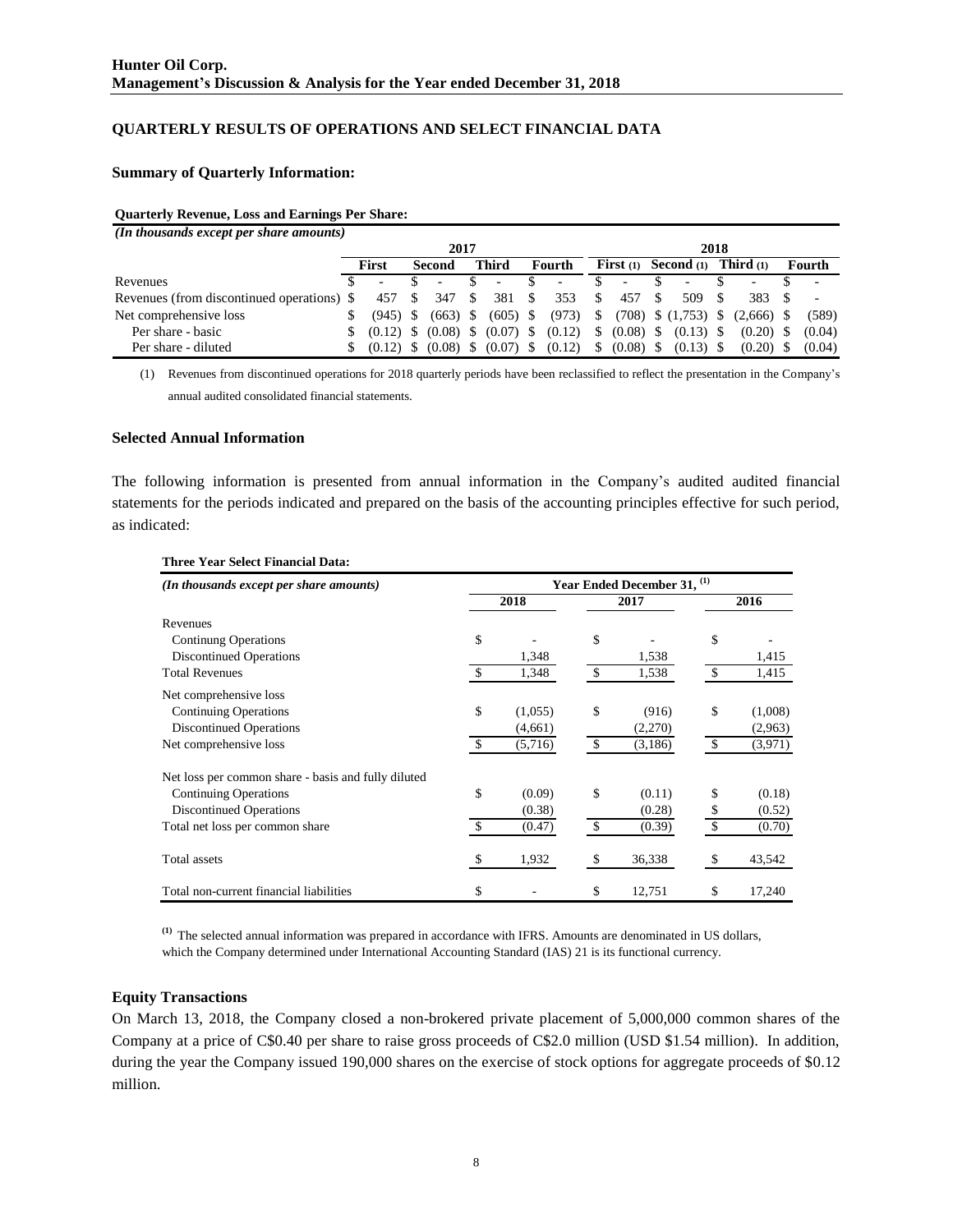## QUARTERLY RESULTS OF OPERATIONS AND SELECT FINANCIAL DATA

### Summary of Quarterly Information:

**Quarterly Revenue, Loss and Earnings Per Share:**

*(In thousands except per share amounts)*

| | 2017 | | | | 2018 | | | |
|---|---|---|---|---|---|---|---|---|
| | First | Second | Third | Fourth | First (1) | Second (1) | Third (1) | Fourth |
| Revenues | $ - | $ - | $ - | $ - | $ - | $ - | $ - | $ - |
| Revenues (from discontinued operations) | $ 457 | $ 347 | $ 381 | $ 353 | $ 457 | $ 509 | $ 383 | $ - |
| Net comprehensive loss | $ (945) | $ (663) | $ (605) | $ (973) | $ (708) | $ (1,753) | $ (2,666) | $ (589) |
| Per share - basic | $ (0.12) | $ (0.08) | $ (0.07) | $ (0.12) | $ (0.08) | $ (0.13) | $ (0.20) | $ (0.04) |
| Per share - diluted | $ (0.12) | $ (0.08) | $ (0.07) | $ (0.12) | $ (0.08) | $ (0.13) | $ (0.20) | $ (0.04) |

(1) Revenues from discontinued operations for 2018 quarterly periods have been reclassified to reflect the presentation in the Company's annual audited consolidated financial statements.

### Selected Annual Information

The following information is presented from annual information in the Company's audited audited financial statements for the periods indicated and prepared on the basis of the accounting principles effective for such period, as indicated:

**Three Year Select Financial Data:**

| *(In thousands except per share amounts)* | Year Ended December 31, (1) | | |
|---|---|---|---|
| | 2018 | 2017 | 2016 |
| Revenues | | | |
| Continung Operations | $ - | $ - | $ - |
| Discontinued Operations | 1,348 | 1,538 | 1,415 |
| Total Revenues | $ 1,348 | $ 1,538 | $ 1,415 |
| Net comprehensive loss | | | |
| Continuing Operations | $ (1,055) | $ (916) | $ (1,008) |
| Discontinued Operations | (4,661) | (2,270) | (2,963) |
| Net comprehensive loss | $ (5,716) | $ (3,186) | $ (3,971) |
| Net loss per common share - basis and fully diluted | | | |
| Continuing Operations | $ (0.09) | $ (0.11) | $ (0.18) |
| Discontinued Operations | (0.38) | (0.28) | $ (0.52) |
| Total net loss per common share | $ (0.47) | $ (0.39) | $ (0.70) |
| Total assets | $ 1,932 | $ 36,338 | $ 43,542 |
| Total non-current financial liabilities | $ - | $ 12,751 | $ 17,240 |

(1) The selected annual information was prepared in accordance with IFRS. Amounts are denominated in US dollars, which the Company determined under International Accounting Standard (IAS) 21 is its functional currency.

### Equity Transactions

On March 13, 2018, the Company closed a non-brokered private placement of 5,000,000 common shares of the Company at a price of C$0.40 per share to raise gross proceeds of C$2.0 million (USD $1.54 million). In addition, during the year the Company issued 190,000 shares on the exercise of stock options for aggregate proceeds of $0.12 million.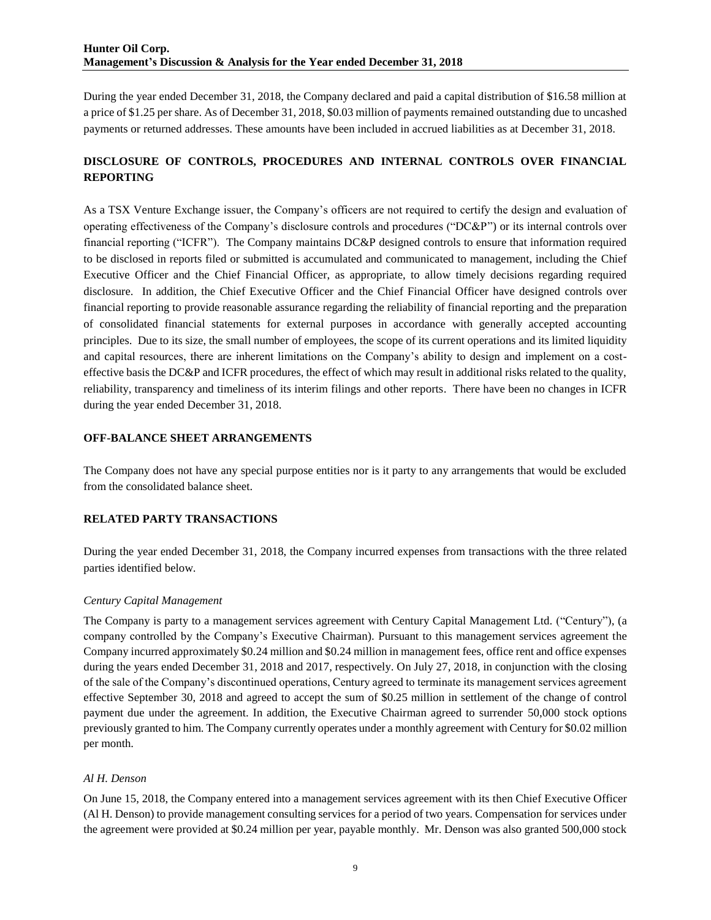During the year ended December 31, 2018, the Company declared and paid a capital distribution of $16.58 million at a price of $1.25 per share. As of December 31, 2018, $0.03 million of payments remained outstanding due to uncashed payments or returned addresses. These amounts have been included in accrued liabilities as at December 31, 2018.

## DISCLOSURE OF CONTROLS, PROCEDURES AND INTERNAL CONTROLS OVER FINANCIAL REPORTING

As a TSX Venture Exchange issuer, the Company's officers are not required to certify the design and evaluation of operating effectiveness of the Company's disclosure controls and procedures ("DC&P") or its internal controls over financial reporting ("ICFR"). The Company maintains DC&P designed controls to ensure that information required to be disclosed in reports filed or submitted is accumulated and communicated to management, including the Chief Executive Officer and the Chief Financial Officer, as appropriate, to allow timely decisions regarding required disclosure. In addition, the Chief Executive Officer and the Chief Financial Officer have designed controls over financial reporting to provide reasonable assurance regarding the reliability of financial reporting and the preparation of consolidated financial statements for external purposes in accordance with generally accepted accounting principles. Due to its size, the small number of employees, the scope of its current operations and its limited liquidity and capital resources, there are inherent limitations on the Company's ability to design and implement on a cost-effective basis the DC&P and ICFR procedures, the effect of which may result in additional risks related to the quality, reliability, transparency and timeliness of its interim filings and other reports. There have been no changes in ICFR during the year ended December 31, 2018.

## OFF-BALANCE SHEET ARRANGEMENTS

The Company does not have any special purpose entities nor is it party to any arrangements that would be excluded from the consolidated balance sheet.

## RELATED PARTY TRANSACTIONS

During the year ended December 31, 2018, the Company incurred expenses from transactions with the three related parties identified below.

*Century Capital Management*

The Company is party to a management services agreement with Century Capital Management Ltd. ("Century"), (a company controlled by the Company's Executive Chairman). Pursuant to this management services agreement the Company incurred approximately $0.24 million and $0.24 million in management fees, office rent and office expenses during the years ended December 31, 2018 and 2017, respectively. On July 27, 2018, in conjunction with the closing of the sale of the Company's discontinued operations, Century agreed to terminate its management services agreement effective September 30, 2018 and agreed to accept the sum of $0.25 million in settlement of the change of control payment due under the agreement. In addition, the Executive Chairman agreed to surrender 50,000 stock options previously granted to him. The Company currently operates under a monthly agreement with Century for $0.02 million per month.

*Al H. Denson*

On June 15, 2018, the Company entered into a management services agreement with its then Chief Executive Officer (Al H. Denson) to provide management consulting services for a period of two years. Compensation for services under the agreement were provided at $0.24 million per year, payable monthly. Mr. Denson was also granted 500,000 stock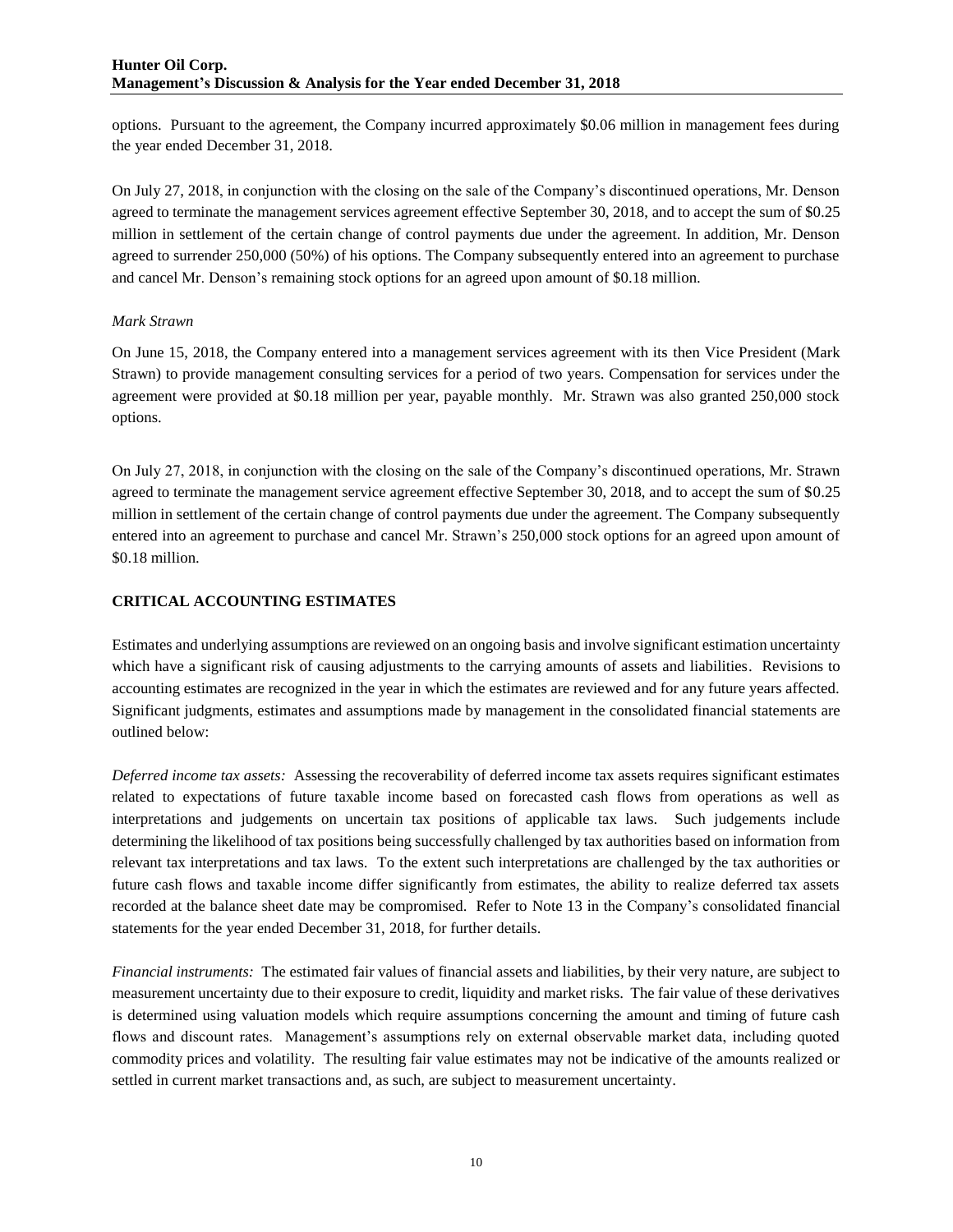options. Pursuant to the agreement, the Company incurred approximately $0.06 million in management fees during the year ended December 31, 2018.

On July 27, 2018, in conjunction with the closing on the sale of the Company's discontinued operations, Mr. Denson agreed to terminate the management services agreement effective September 30, 2018, and to accept the sum of $0.25 million in settlement of the certain change of control payments due under the agreement. In addition, Mr. Denson agreed to surrender 250,000 (50%) of his options. The Company subsequently entered into an agreement to purchase and cancel Mr. Denson's remaining stock options for an agreed upon amount of $0.18 million.

*Mark Strawn*

On June 15, 2018, the Company entered into a management services agreement with its then Vice President (Mark Strawn) to provide management consulting services for a period of two years. Compensation for services under the agreement were provided at $0.18 million per year, payable monthly. Mr. Strawn was also granted 250,000 stock options.

On July 27, 2018, in conjunction with the closing on the sale of the Company's discontinued operations, Mr. Strawn agreed to terminate the management service agreement effective September 30, 2018, and to accept the sum of $0.25 million in settlement of the certain change of control payments due under the agreement. The Company subsequently entered into an agreement to purchase and cancel Mr. Strawn's 250,000 stock options for an agreed upon amount of $0.18 million.

## CRITICAL ACCOUNTING ESTIMATES

Estimates and underlying assumptions are reviewed on an ongoing basis and involve significant estimation uncertainty which have a significant risk of causing adjustments to the carrying amounts of assets and liabilities. Revisions to accounting estimates are recognized in the year in which the estimates are reviewed and for any future years affected. Significant judgments, estimates and assumptions made by management in the consolidated financial statements are outlined below:

*Deferred income tax assets:* Assessing the recoverability of deferred income tax assets requires significant estimates related to expectations of future taxable income based on forecasted cash flows from operations as well as interpretations and judgements on uncertain tax positions of applicable tax laws. Such judgements include determining the likelihood of tax positions being successfully challenged by tax authorities based on information from relevant tax interpretations and tax laws. To the extent such interpretations are challenged by the tax authorities or future cash flows and taxable income differ significantly from estimates, the ability to realize deferred tax assets recorded at the balance sheet date may be compromised. Refer to Note 13 in the Company's consolidated financial statements for the year ended December 31, 2018, for further details.

*Financial instruments:* The estimated fair values of financial assets and liabilities, by their very nature, are subject to measurement uncertainty due to their exposure to credit, liquidity and market risks. The fair value of these derivatives is determined using valuation models which require assumptions concerning the amount and timing of future cash flows and discount rates. Management's assumptions rely on external observable market data, including quoted commodity prices and volatility. The resulting fair value estimates may not be indicative of the amounts realized or settled in current market transactions and, as such, are subject to measurement uncertainty.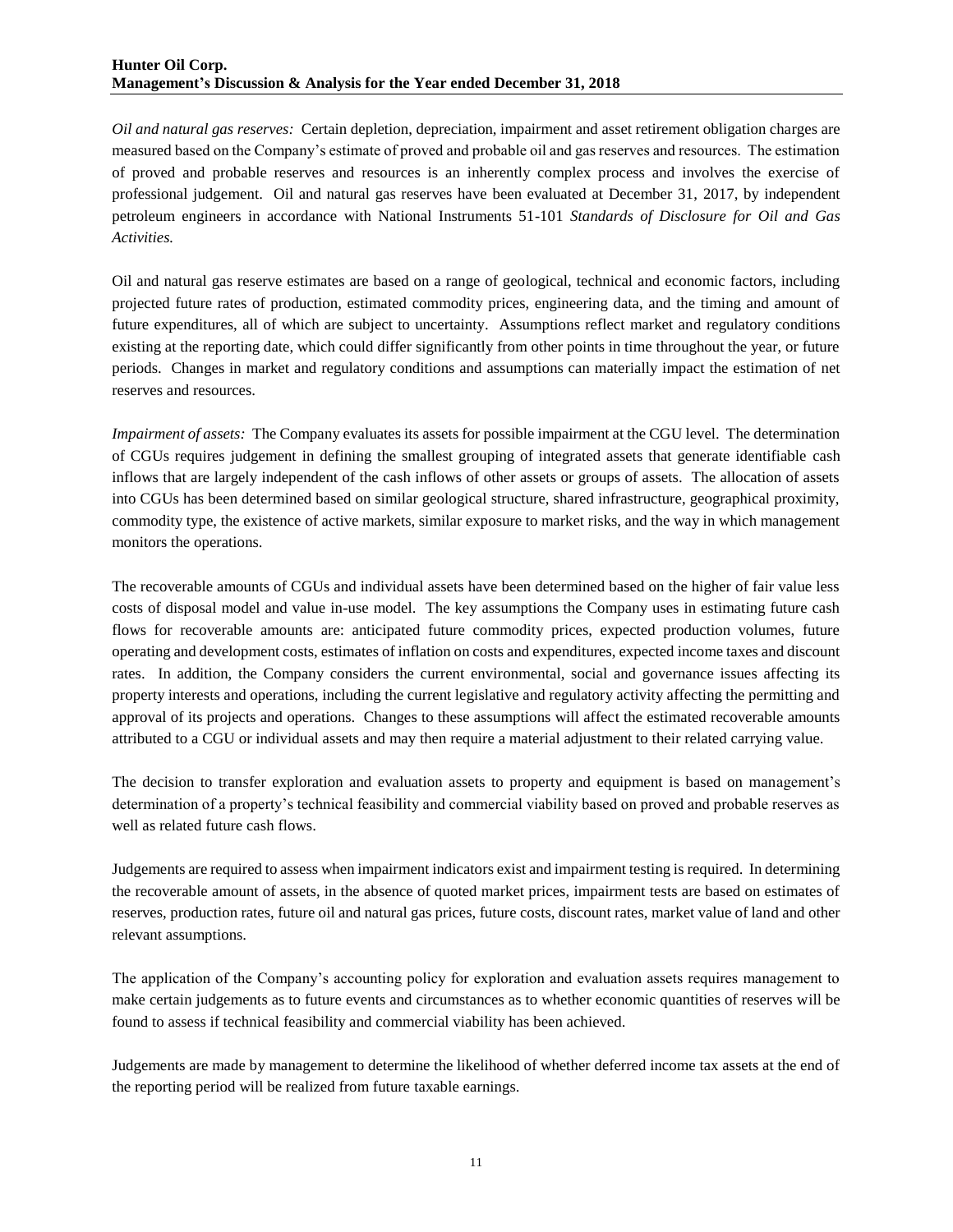*Oil and natural gas reserves:* Certain depletion, depreciation, impairment and asset retirement obligation charges are measured based on the Company's estimate of proved and probable oil and gas reserves and resources. The estimation of proved and probable reserves and resources is an inherently complex process and involves the exercise of professional judgement. Oil and natural gas reserves have been evaluated at December 31, 2017, by independent petroleum engineers in accordance with National Instruments 51-101 *Standards of Disclosure for Oil and Gas Activities.*

Oil and natural gas reserve estimates are based on a range of geological, technical and economic factors, including projected future rates of production, estimated commodity prices, engineering data, and the timing and amount of future expenditures, all of which are subject to uncertainty. Assumptions reflect market and regulatory conditions existing at the reporting date, which could differ significantly from other points in time throughout the year, or future periods. Changes in market and regulatory conditions and assumptions can materially impact the estimation of net reserves and resources.

*Impairment of assets:* The Company evaluates its assets for possible impairment at the CGU level. The determination of CGUs requires judgement in defining the smallest grouping of integrated assets that generate identifiable cash inflows that are largely independent of the cash inflows of other assets or groups of assets. The allocation of assets into CGUs has been determined based on similar geological structure, shared infrastructure, geographical proximity, commodity type, the existence of active markets, similar exposure to market risks, and the way in which management monitors the operations.

The recoverable amounts of CGUs and individual assets have been determined based on the higher of fair value less costs of disposal model and value in-use model. The key assumptions the Company uses in estimating future cash flows for recoverable amounts are: anticipated future commodity prices, expected production volumes, future operating and development costs, estimates of inflation on costs and expenditures, expected income taxes and discount rates. In addition, the Company considers the current environmental, social and governance issues affecting its property interests and operations, including the current legislative and regulatory activity affecting the permitting and approval of its projects and operations. Changes to these assumptions will affect the estimated recoverable amounts attributed to a CGU or individual assets and may then require a material adjustment to their related carrying value.

The decision to transfer exploration and evaluation assets to property and equipment is based on management's determination of a property's technical feasibility and commercial viability based on proved and probable reserves as well as related future cash flows.

Judgements are required to assess when impairment indicators exist and impairment testing is required. In determining the recoverable amount of assets, in the absence of quoted market prices, impairment tests are based on estimates of reserves, production rates, future oil and natural gas prices, future costs, discount rates, market value of land and other relevant assumptions.

The application of the Company's accounting policy for exploration and evaluation assets requires management to make certain judgements as to future events and circumstances as to whether economic quantities of reserves will be found to assess if technical feasibility and commercial viability has been achieved.

Judgements are made by management to determine the likelihood of whether deferred income tax assets at the end of the reporting period will be realized from future taxable earnings.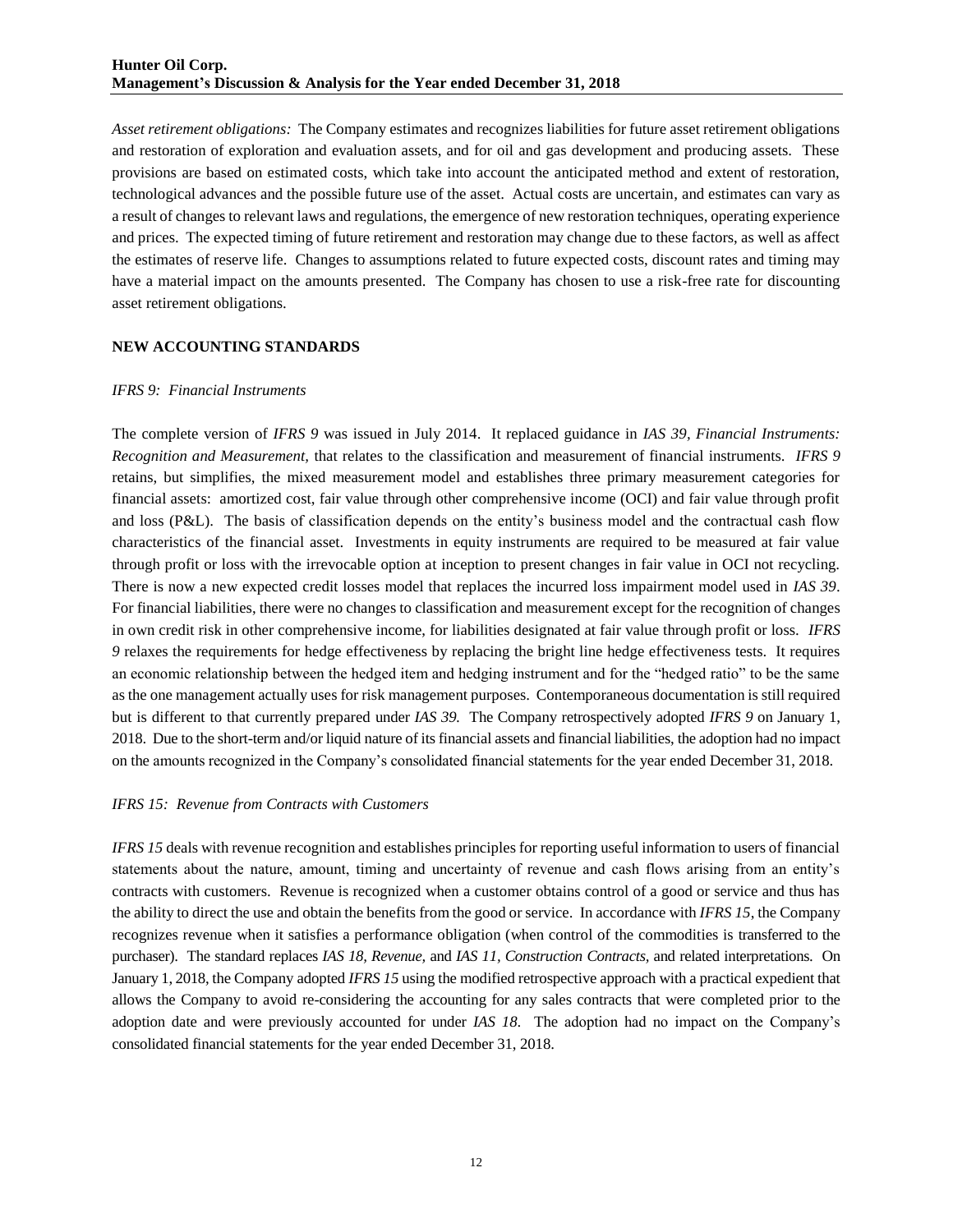*Asset retirement obligations:* The Company estimates and recognizes liabilities for future asset retirement obligations and restoration of exploration and evaluation assets, and for oil and gas development and producing assets. These provisions are based on estimated costs, which take into account the anticipated method and extent of restoration, technological advances and the possible future use of the asset. Actual costs are uncertain, and estimates can vary as a result of changes to relevant laws and regulations, the emergence of new restoration techniques, operating experience and prices. The expected timing of future retirement and restoration may change due to these factors, as well as affect the estimates of reserve life. Changes to assumptions related to future expected costs, discount rates and timing may have a material impact on the amounts presented. The Company has chosen to use a risk-free rate for discounting asset retirement obligations.

## NEW ACCOUNTING STANDARDS

*IFRS 9: Financial Instruments*

The complete version of *IFRS 9* was issued in July 2014. It replaced guidance in *IAS 39, Financial Instruments: Recognition and Measurement,* that relates to the classification and measurement of financial instruments. *IFRS 9* retains, but simplifies, the mixed measurement model and establishes three primary measurement categories for financial assets: amortized cost, fair value through other comprehensive income (OCI) and fair value through profit and loss (P&L). The basis of classification depends on the entity's business model and the contractual cash flow characteristics of the financial asset. Investments in equity instruments are required to be measured at fair value through profit or loss with the irrevocable option at inception to present changes in fair value in OCI not recycling. There is now a new expected credit losses model that replaces the incurred loss impairment model used in *IAS 39*. For financial liabilities, there were no changes to classification and measurement except for the recognition of changes in own credit risk in other comprehensive income, for liabilities designated at fair value through profit or loss. *IFRS 9* relaxes the requirements for hedge effectiveness by replacing the bright line hedge effectiveness tests. It requires an economic relationship between the hedged item and hedging instrument and for the "hedged ratio" to be the same as the one management actually uses for risk management purposes. Contemporaneous documentation is still required but is different to that currently prepared under *IAS 39.* The Company retrospectively adopted *IFRS 9* on January 1, 2018. Due to the short-term and/or liquid nature of its financial assets and financial liabilities, the adoption had no impact on the amounts recognized in the Company's consolidated financial statements for the year ended December 31, 2018.

*IFRS 15: Revenue from Contracts with Customers*

*IFRS 15* deals with revenue recognition and establishes principles for reporting useful information to users of financial statements about the nature, amount, timing and uncertainty of revenue and cash flows arising from an entity's contracts with customers. Revenue is recognized when a customer obtains control of a good or service and thus has the ability to direct the use and obtain the benefits from the good or service. In accordance with *IFRS 15*, the Company recognizes revenue when it satisfies a performance obligation (when control of the commodities is transferred to the purchaser). The standard replaces *IAS 18, Revenue,* and *IAS 11, Construction Contracts,* and related interpretations. On January 1, 2018, the Company adopted *IFRS 15* using the modified retrospective approach with a practical expedient that allows the Company to avoid re-considering the accounting for any sales contracts that were completed prior to the adoption date and were previously accounted for under *IAS 18*. The adoption had no impact on the Company's consolidated financial statements for the year ended December 31, 2018.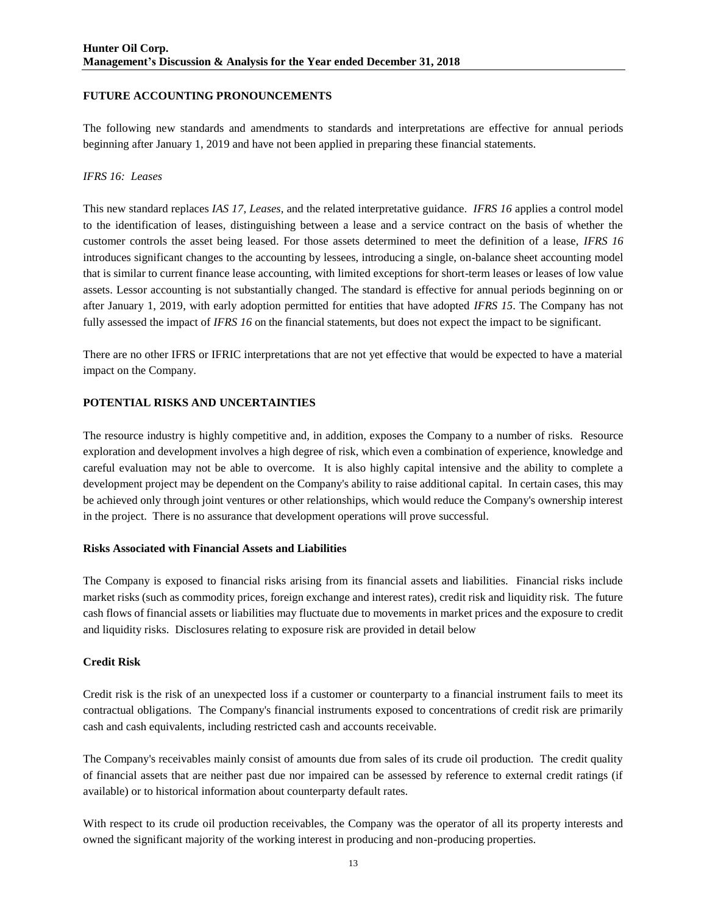## FUTURE ACCOUNTING PRONOUNCEMENTS

The following new standards and amendments to standards and interpretations are effective for annual periods beginning after January 1, 2019 and have not been applied in preparing these financial statements.

*IFRS 16: Leases*

This new standard replaces *IAS 17, Leases,* and the related interpretative guidance. *IFRS 16* applies a control model to the identification of leases, distinguishing between a lease and a service contract on the basis of whether the customer controls the asset being leased. For those assets determined to meet the definition of a lease, *IFRS 16* introduces significant changes to the accounting by lessees, introducing a single, on-balance sheet accounting model that is similar to current finance lease accounting, with limited exceptions for short-term leases or leases of low value assets. Lessor accounting is not substantially changed. The standard is effective for annual periods beginning on or after January 1, 2019, with early adoption permitted for entities that have adopted *IFRS 15*. The Company has not fully assessed the impact of *IFRS 16* on the financial statements, but does not expect the impact to be significant.

There are no other IFRS or IFRIC interpretations that are not yet effective that would be expected to have a material impact on the Company.

## POTENTIAL RISKS AND UNCERTAINTIES

The resource industry is highly competitive and, in addition, exposes the Company to a number of risks. Resource exploration and development involves a high degree of risk, which even a combination of experience, knowledge and careful evaluation may not be able to overcome. It is also highly capital intensive and the ability to complete a development project may be dependent on the Company's ability to raise additional capital. In certain cases, this may be achieved only through joint ventures or other relationships, which would reduce the Company's ownership interest in the project. There is no assurance that development operations will prove successful.

### Risks Associated with Financial Assets and Liabilities

The Company is exposed to financial risks arising from its financial assets and liabilities. Financial risks include market risks (such as commodity prices, foreign exchange and interest rates), credit risk and liquidity risk. The future cash flows of financial assets or liabilities may fluctuate due to movements in market prices and the exposure to credit and liquidity risks. Disclosures relating to exposure risk are provided in detail below

### Credit Risk

Credit risk is the risk of an unexpected loss if a customer or counterparty to a financial instrument fails to meet its contractual obligations. The Company's financial instruments exposed to concentrations of credit risk are primarily cash and cash equivalents, including restricted cash and accounts receivable.

The Company's receivables mainly consist of amounts due from sales of its crude oil production. The credit quality of financial assets that are neither past due nor impaired can be assessed by reference to external credit ratings (if available) or to historical information about counterparty default rates.

With respect to its crude oil production receivables, the Company was the operator of all its property interests and owned the significant majority of the working interest in producing and non-producing properties.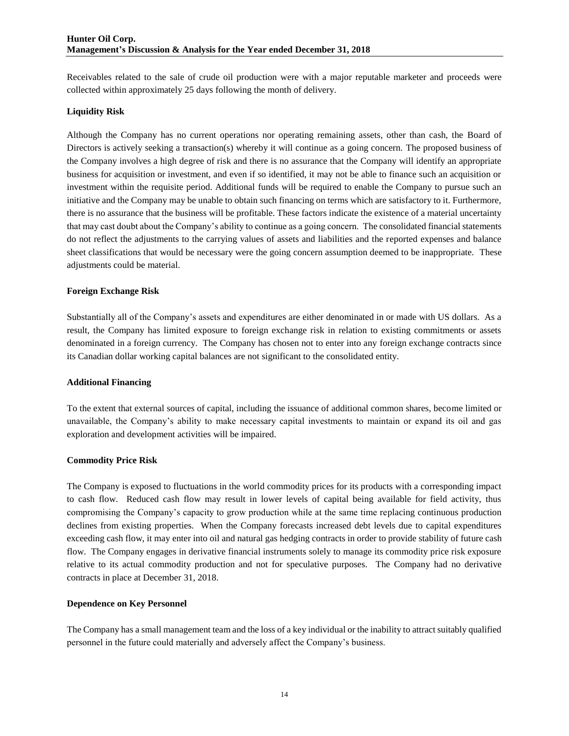Receivables related to the sale of crude oil production were with a major reputable marketer and proceeds were collected within approximately 25 days following the month of delivery.

**Liquidity Risk**

Although the Company has no current operations nor operating remaining assets, other than cash, the Board of Directors is actively seeking a transaction(s) whereby it will continue as a going concern. The proposed business of the Company involves a high degree of risk and there is no assurance that the Company will identify an appropriate business for acquisition or investment, and even if so identified, it may not be able to finance such an acquisition or investment within the requisite period. Additional funds will be required to enable the Company to pursue such an initiative and the Company may be unable to obtain such financing on terms which are satisfactory to it. Furthermore, there is no assurance that the business will be profitable. These factors indicate the existence of a material uncertainty that may cast doubt about the Company's ability to continue as a going concern. The consolidated financial statements do not reflect the adjustments to the carrying values of assets and liabilities and the reported expenses and balance sheet classifications that would be necessary were the going concern assumption deemed to be inappropriate. These adjustments could be material.

**Foreign Exchange Risk**

Substantially all of the Company's assets and expenditures are either denominated in or made with US dollars. As a result, the Company has limited exposure to foreign exchange risk in relation to existing commitments or assets denominated in a foreign currency. The Company has chosen not to enter into any foreign exchange contracts since its Canadian dollar working capital balances are not significant to the consolidated entity.

**Additional Financing**

To the extent that external sources of capital, including the issuance of additional common shares, become limited or unavailable, the Company's ability to make necessary capital investments to maintain or expand its oil and gas exploration and development activities will be impaired.

**Commodity Price Risk**

The Company is exposed to fluctuations in the world commodity prices for its products with a corresponding impact to cash flow. Reduced cash flow may result in lower levels of capital being available for field activity, thus compromising the Company's capacity to grow production while at the same time replacing continuous production declines from existing properties. When the Company forecasts increased debt levels due to capital expenditures exceeding cash flow, it may enter into oil and natural gas hedging contracts in order to provide stability of future cash flow. The Company engages in derivative financial instruments solely to manage its commodity price risk exposure relative to its actual commodity production and not for speculative purposes. The Company had no derivative contracts in place at December 31, 2018.

**Dependence on Key Personnel**

The Company has a small management team and the loss of a key individual or the inability to attract suitably qualified personnel in the future could materially and adversely affect the Company's business.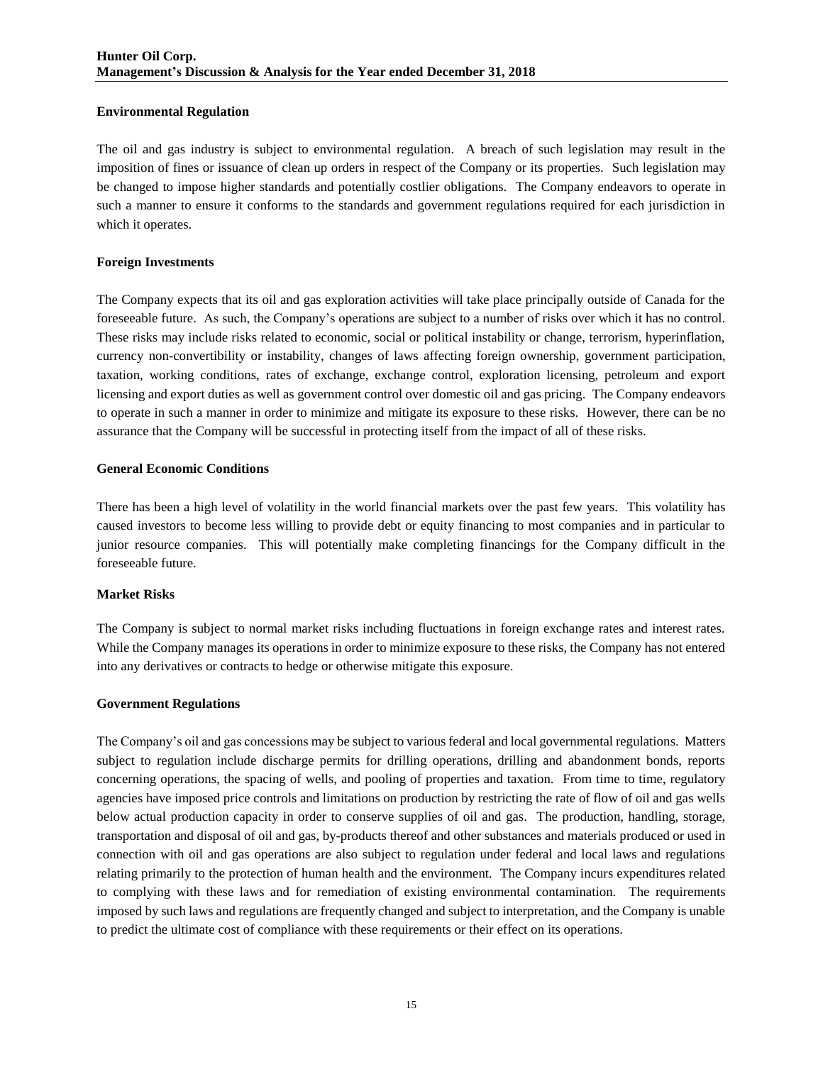### Environmental Regulation

The oil and gas industry is subject to environmental regulation. A breach of such legislation may result in the imposition of fines or issuance of clean up orders in respect of the Company or its properties. Such legislation may be changed to impose higher standards and potentially costlier obligations. The Company endeavors to operate in such a manner to ensure it conforms to the standards and government regulations required for each jurisdiction in which it operates.

### Foreign Investments

The Company expects that its oil and gas exploration activities will take place principally outside of Canada for the foreseeable future. As such, the Company's operations are subject to a number of risks over which it has no control. These risks may include risks related to economic, social or political instability or change, terrorism, hyperinflation, currency non-convertibility or instability, changes of laws affecting foreign ownership, government participation, taxation, working conditions, rates of exchange, exchange control, exploration licensing, petroleum and export licensing and export duties as well as government control over domestic oil and gas pricing. The Company endeavors to operate in such a manner in order to minimize and mitigate its exposure to these risks. However, there can be no assurance that the Company will be successful in protecting itself from the impact of all of these risks.

### General Economic Conditions

There has been a high level of volatility in the world financial markets over the past few years. This volatility has caused investors to become less willing to provide debt or equity financing to most companies and in particular to junior resource companies. This will potentially make completing financings for the Company difficult in the foreseeable future.

### Market Risks

The Company is subject to normal market risks including fluctuations in foreign exchange rates and interest rates. While the Company manages its operations in order to minimize exposure to these risks, the Company has not entered into any derivatives or contracts to hedge or otherwise mitigate this exposure.

### Government Regulations

The Company's oil and gas concessions may be subject to various federal and local governmental regulations. Matters subject to regulation include discharge permits for drilling operations, drilling and abandonment bonds, reports concerning operations, the spacing of wells, and pooling of properties and taxation. From time to time, regulatory agencies have imposed price controls and limitations on production by restricting the rate of flow of oil and gas wells below actual production capacity in order to conserve supplies of oil and gas. The production, handling, storage, transportation and disposal of oil and gas, by-products thereof and other substances and materials produced or used in connection with oil and gas operations are also subject to regulation under federal and local laws and regulations relating primarily to the protection of human health and the environment. The Company incurs expenditures related to complying with these laws and for remediation of existing environmental contamination. The requirements imposed by such laws and regulations are frequently changed and subject to interpretation, and the Company is unable to predict the ultimate cost of compliance with these requirements or their effect on its operations.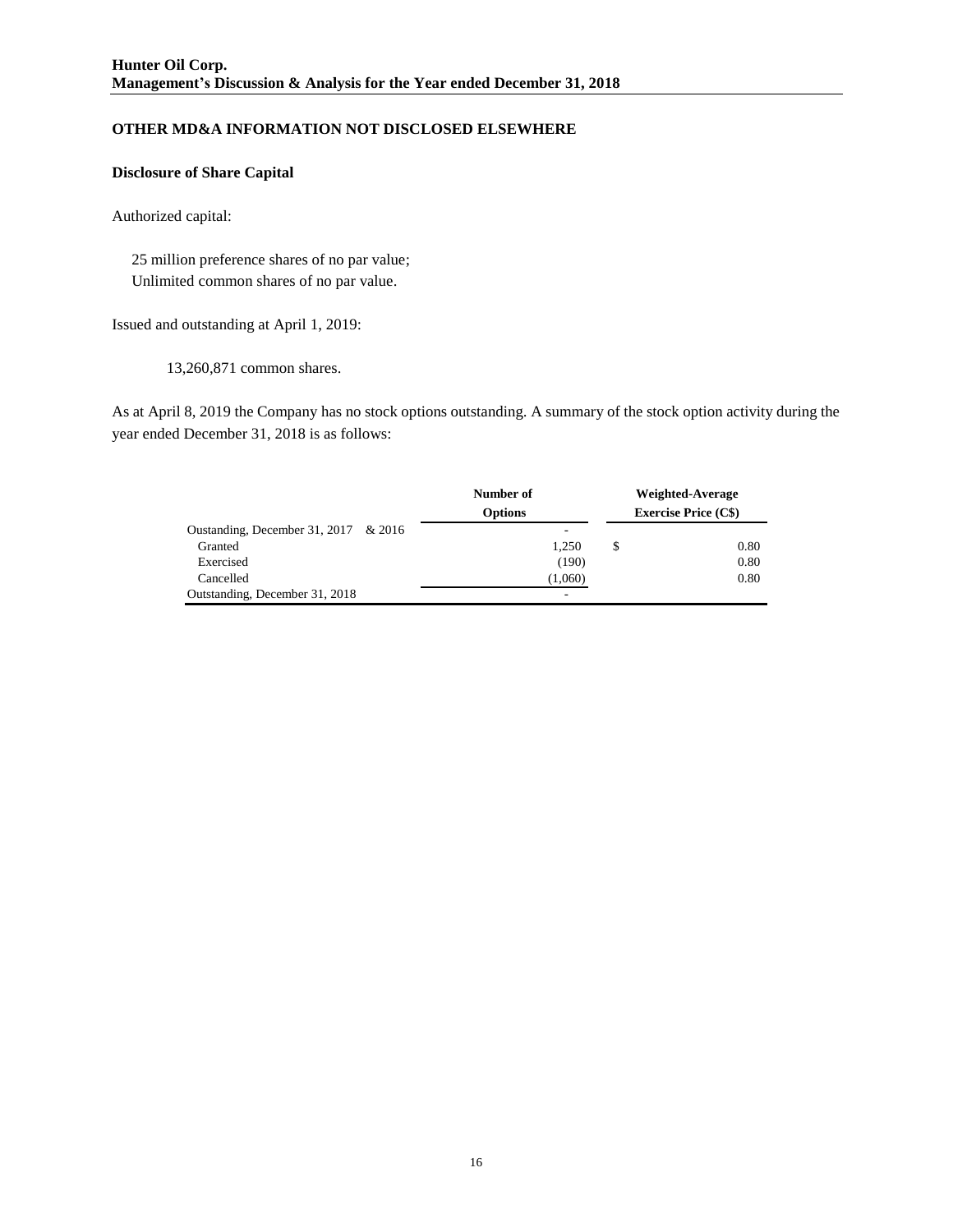## OTHER MD&A INFORMATION NOT DISCLOSED ELSEWHERE

### Disclosure of Share Capital

Authorized capital:

25 million preference shares of no par value;
Unlimited common shares of no par value.

Issued and outstanding at April 1, 2019:

13,260,871 common shares.

As at April 8, 2019 the Company has no stock options outstanding. A summary of the stock option activity during the year ended December 31, 2018 is as follows:

| | Number of Options | Weighted-Average Exercise Price (C$) |
|---|---|---|
| Oustanding, December 31, 2017 & 2016 | - | |
| Granted | 1,250 | $ 0.80 |
| Exercised | (190) | 0.80 |
| Cancelled | (1,060) | 0.80 |
| Outstanding, December 31, 2018 | - | |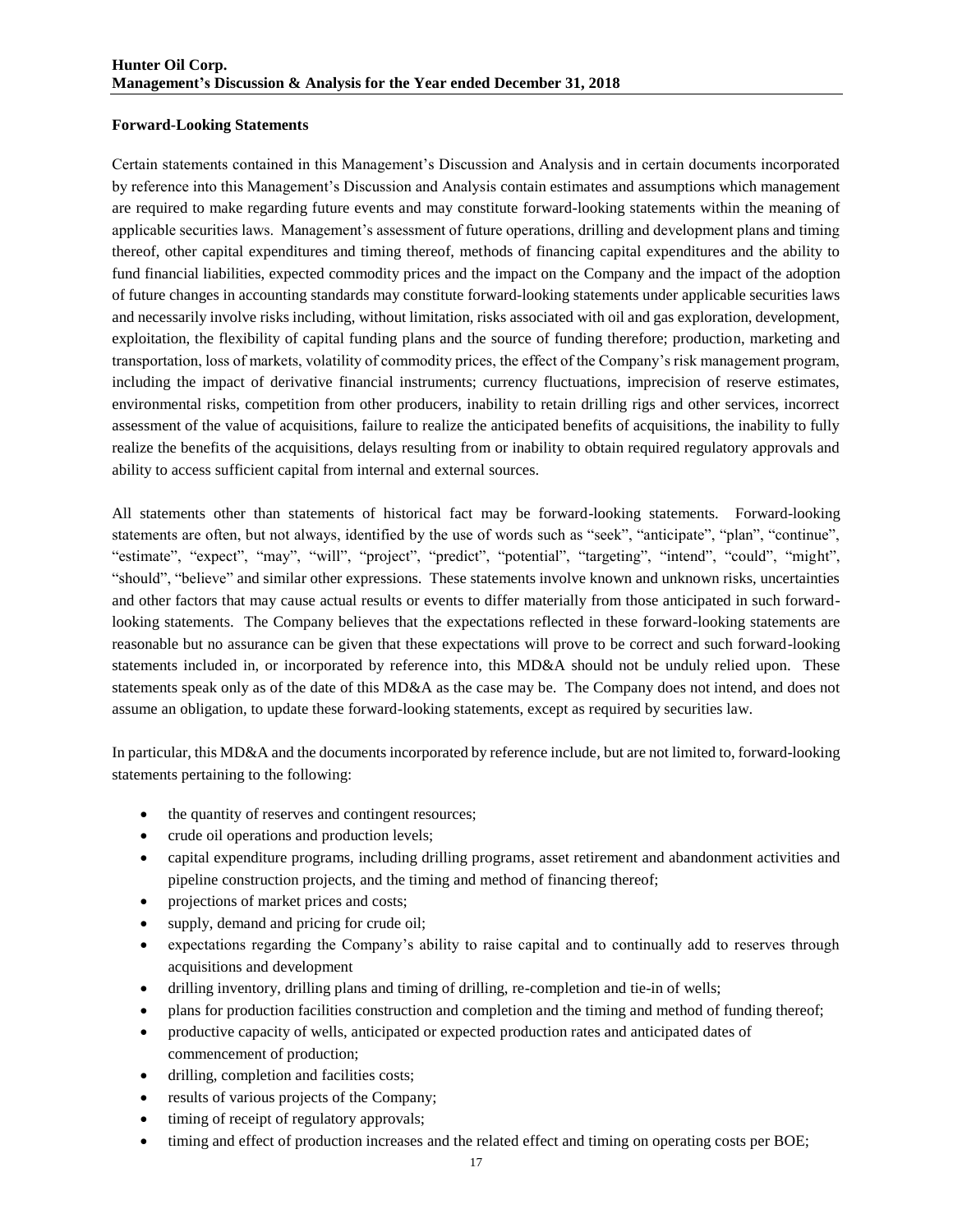## Forward-Looking Statements

Certain statements contained in this Management's Discussion and Analysis and in certain documents incorporated by reference into this Management's Discussion and Analysis contain estimates and assumptions which management are required to make regarding future events and may constitute forward-looking statements within the meaning of applicable securities laws. Management's assessment of future operations, drilling and development plans and timing thereof, other capital expenditures and timing thereof, methods of financing capital expenditures and the ability to fund financial liabilities, expected commodity prices and the impact on the Company and the impact of the adoption of future changes in accounting standards may constitute forward-looking statements under applicable securities laws and necessarily involve risks including, without limitation, risks associated with oil and gas exploration, development, exploitation, the flexibility of capital funding plans and the source of funding therefore; production, marketing and transportation, loss of markets, volatility of commodity prices, the effect of the Company's risk management program, including the impact of derivative financial instruments; currency fluctuations, imprecision of reserve estimates, environmental risks, competition from other producers, inability to retain drilling rigs and other services, incorrect assessment of the value of acquisitions, failure to realize the anticipated benefits of acquisitions, the inability to fully realize the benefits of the acquisitions, delays resulting from or inability to obtain required regulatory approvals and ability to access sufficient capital from internal and external sources.

All statements other than statements of historical fact may be forward-looking statements. Forward-looking statements are often, but not always, identified by the use of words such as "seek", "anticipate", "plan", "continue", "estimate", "expect", "may", "will", "project", "predict", "potential", "targeting", "intend", "could", "might", "should", "believe" and similar other expressions. These statements involve known and unknown risks, uncertainties and other factors that may cause actual results or events to differ materially from those anticipated in such forward-looking statements. The Company believes that the expectations reflected in these forward-looking statements are reasonable but no assurance can be given that these expectations will prove to be correct and such forward-looking statements included in, or incorporated by reference into, this MD&A should not be unduly relied upon. These statements speak only as of the date of this MD&A as the case may be. The Company does not intend, and does not assume an obligation, to update these forward-looking statements, except as required by securities law.

In particular, this MD&A and the documents incorporated by reference include, but are not limited to, forward-looking statements pertaining to the following:

- the quantity of reserves and contingent resources;
- crude oil operations and production levels;
- capital expenditure programs, including drilling programs, asset retirement and abandonment activities and pipeline construction projects, and the timing and method of financing thereof;
- projections of market prices and costs;
- supply, demand and pricing for crude oil;
- expectations regarding the Company's ability to raise capital and to continually add to reserves through acquisitions and development
- drilling inventory, drilling plans and timing of drilling, re-completion and tie-in of wells;
- plans for production facilities construction and completion and the timing and method of funding thereof;
- productive capacity of wells, anticipated or expected production rates and anticipated dates of commencement of production;
- drilling, completion and facilities costs;
- results of various projects of the Company;
- timing of receipt of regulatory approvals;
- timing and effect of production increases and the related effect and timing on operating costs per BOE;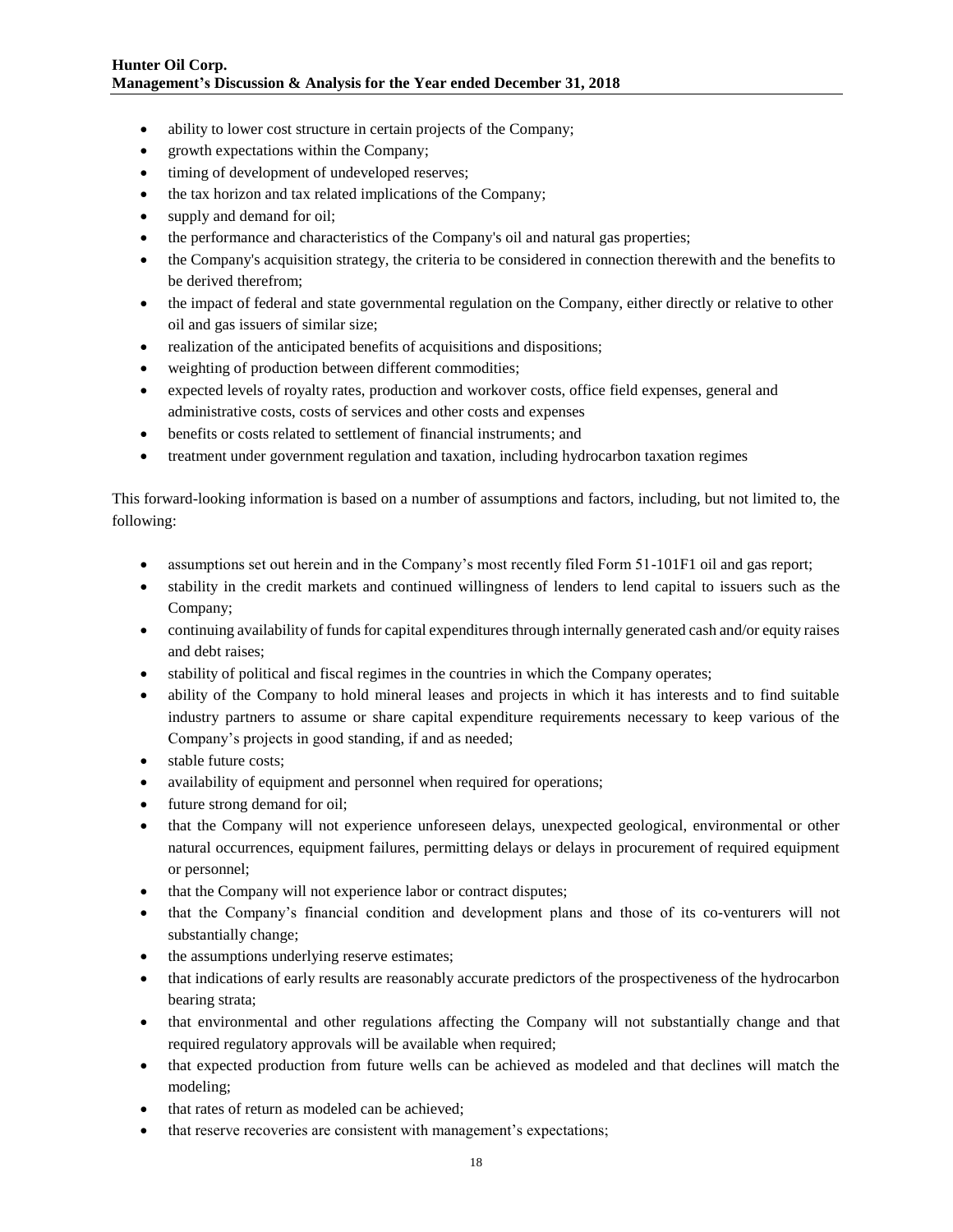- ability to lower cost structure in certain projects of the Company;
- growth expectations within the Company;
- timing of development of undeveloped reserves;
- the tax horizon and tax related implications of the Company;
- supply and demand for oil;
- the performance and characteristics of the Company's oil and natural gas properties;
- the Company's acquisition strategy, the criteria to be considered in connection therewith and the benefits to be derived therefrom;
- the impact of federal and state governmental regulation on the Company, either directly or relative to other oil and gas issuers of similar size;
- realization of the anticipated benefits of acquisitions and dispositions;
- weighting of production between different commodities;
- expected levels of royalty rates, production and workover costs, office field expenses, general and administrative costs, costs of services and other costs and expenses
- benefits or costs related to settlement of financial instruments; and
- treatment under government regulation and taxation, including hydrocarbon taxation regimes

This forward-looking information is based on a number of assumptions and factors, including, but not limited to, the following:

- assumptions set out herein and in the Company's most recently filed Form 51-101F1 oil and gas report;
- stability in the credit markets and continued willingness of lenders to lend capital to issuers such as the Company;
- continuing availability of funds for capital expenditures through internally generated cash and/or equity raises and debt raises;
- stability of political and fiscal regimes in the countries in which the Company operates;
- ability of the Company to hold mineral leases and projects in which it has interests and to find suitable industry partners to assume or share capital expenditure requirements necessary to keep various of the Company's projects in good standing, if and as needed;
- stable future costs;
- availability of equipment and personnel when required for operations;
- future strong demand for oil;
- that the Company will not experience unforeseen delays, unexpected geological, environmental or other natural occurrences, equipment failures, permitting delays or delays in procurement of required equipment or personnel;
- that the Company will not experience labor or contract disputes;
- that the Company's financial condition and development plans and those of its co-venturers will not substantially change;
- the assumptions underlying reserve estimates;
- that indications of early results are reasonably accurate predictors of the prospectiveness of the hydrocarbon bearing strata;
- that environmental and other regulations affecting the Company will not substantially change and that required regulatory approvals will be available when required;
- that expected production from future wells can be achieved as modeled and that declines will match the modeling;
- that rates of return as modeled can be achieved;
- that reserve recoveries are consistent with management's expectations;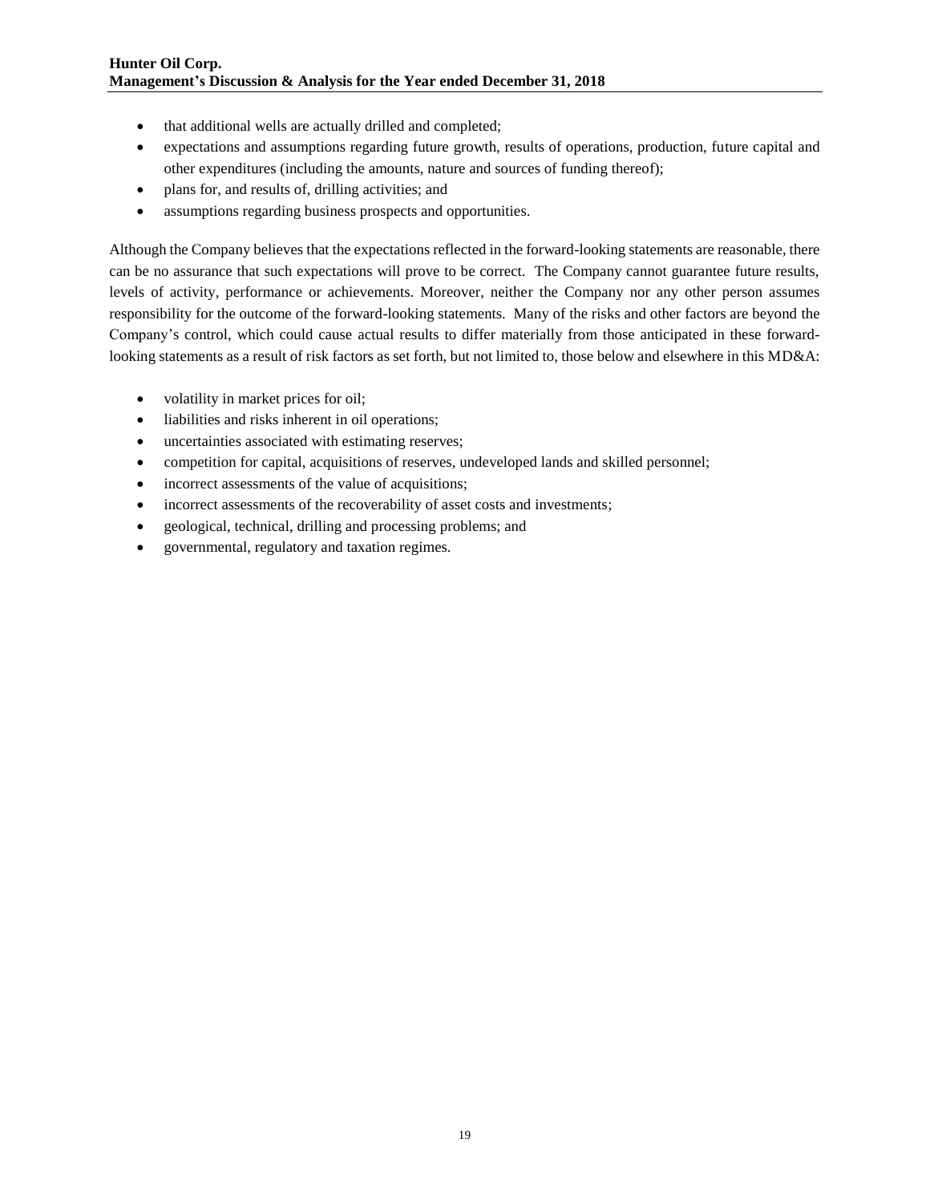- that additional wells are actually drilled and completed;
- expectations and assumptions regarding future growth, results of operations, production, future capital and other expenditures (including the amounts, nature and sources of funding thereof);
- plans for, and results of, drilling activities; and
- assumptions regarding business prospects and opportunities.

Although the Company believes that the expectations reflected in the forward-looking statements are reasonable, there can be no assurance that such expectations will prove to be correct. The Company cannot guarantee future results, levels of activity, performance or achievements. Moreover, neither the Company nor any other person assumes responsibility for the outcome of the forward-looking statements. Many of the risks and other factors are beyond the Company's control, which could cause actual results to differ materially from those anticipated in these forward-looking statements as a result of risk factors as set forth, but not limited to, those below and elsewhere in this MD&A:

- volatility in market prices for oil;
- liabilities and risks inherent in oil operations;
- uncertainties associated with estimating reserves;
- competition for capital, acquisitions of reserves, undeveloped lands and skilled personnel;
- incorrect assessments of the value of acquisitions;
- incorrect assessments of the recoverability of asset costs and investments;
- geological, technical, drilling and processing problems; and
- governmental, regulatory and taxation regimes.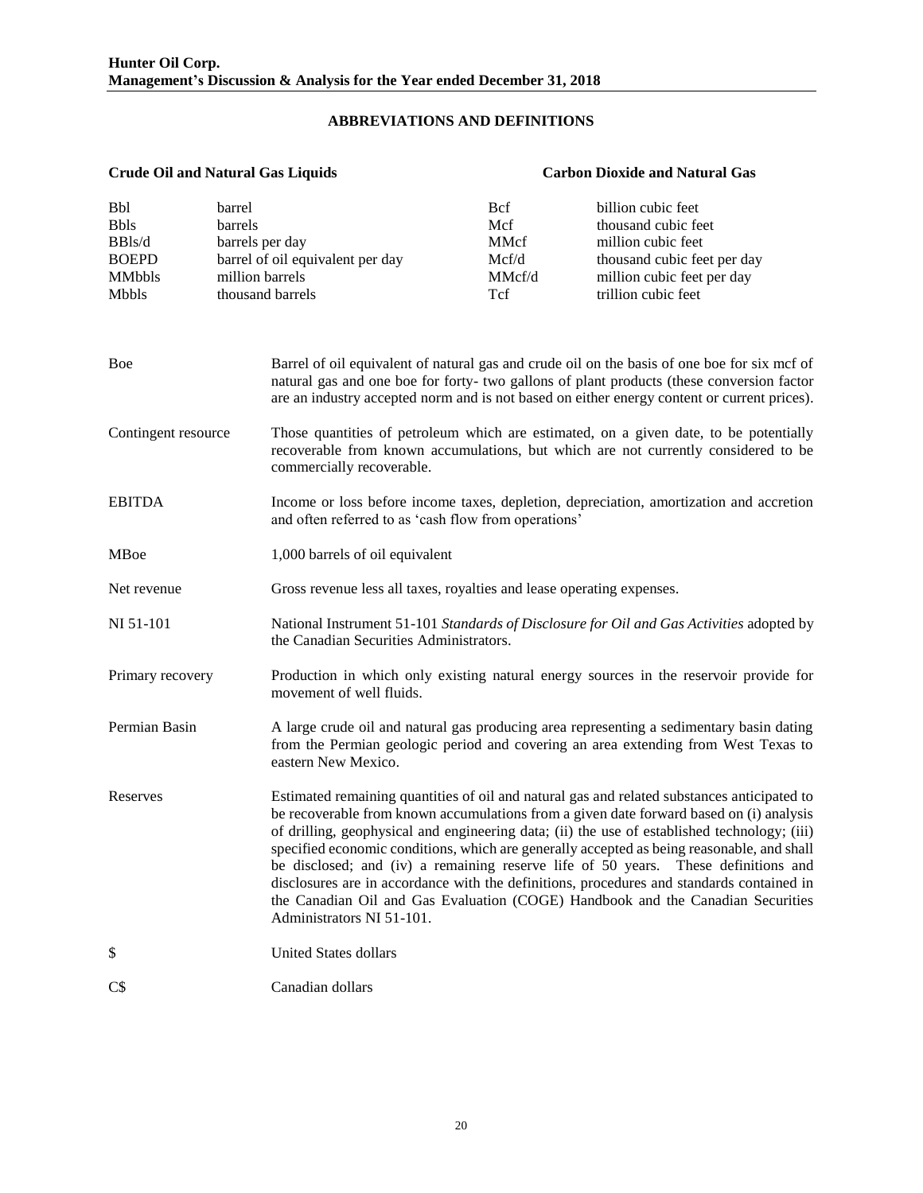## ABBREVIATIONS AND DEFINITIONS

| Crude Oil and Natural Gas Liquids | | Carbon Dioxide and Natural Gas | |
|---|---|---|---|
| Bbl | barrel | Bcf | billion cubic feet |
| Bbls | barrels | Mcf | thousand cubic feet |
| BBls/d | barrels per day | MMcf | million cubic feet |
| BOEPD | barrel of oil equivalent per day | Mcf/d | thousand cubic feet per day |
| MMbbls | million barrels | MMcf/d | million cubic feet per day |
| Mbbls | thousand barrels | Tcf | trillion cubic feet |

| | |
|---|---|
| Boe | Barrel of oil equivalent of natural gas and crude oil on the basis of one boe for six mcf of natural gas and one boe for forty- two gallons of plant products (these conversion factor are an industry accepted norm and is not based on either energy content or current prices). |
| Contingent resource | Those quantities of petroleum which are estimated, on a given date, to be potentially recoverable from known accumulations, but which are not currently considered to be commercially recoverable. |
| EBITDA | Income or loss before income taxes, depletion, depreciation, amortization and accretion and often referred to as 'cash flow from operations' |
| MBoe | 1,000 barrels of oil equivalent |
| Net revenue | Gross revenue less all taxes, royalties and lease operating expenses. |
| NI 51-101 | National Instrument 51-101 *Standards of Disclosure for Oil and Gas Activities* adopted by the Canadian Securities Administrators. |
| Primary recovery | Production in which only existing natural energy sources in the reservoir provide for movement of well fluids. |
| Permian Basin | A large crude oil and natural gas producing area representing a sedimentary basin dating from the Permian geologic period and covering an area extending from West Texas to eastern New Mexico. |
| Reserves | Estimated remaining quantities of oil and natural gas and related substances anticipated to be recoverable from known accumulations from a given date forward based on (i) analysis of drilling, geophysical and engineering data; (ii) the use of established technology; (iii) specified economic conditions, which are generally accepted as being reasonable, and shall be disclosed; and (iv) a remaining reserve life of 50 years. These definitions and disclosures are in accordance with the definitions, procedures and standards contained in the Canadian Oil and Gas Evaluation (COGE) Handbook and the Canadian Securities Administrators NI 51-101. |
| $ | United States dollars |
| C$ | Canadian dollars |